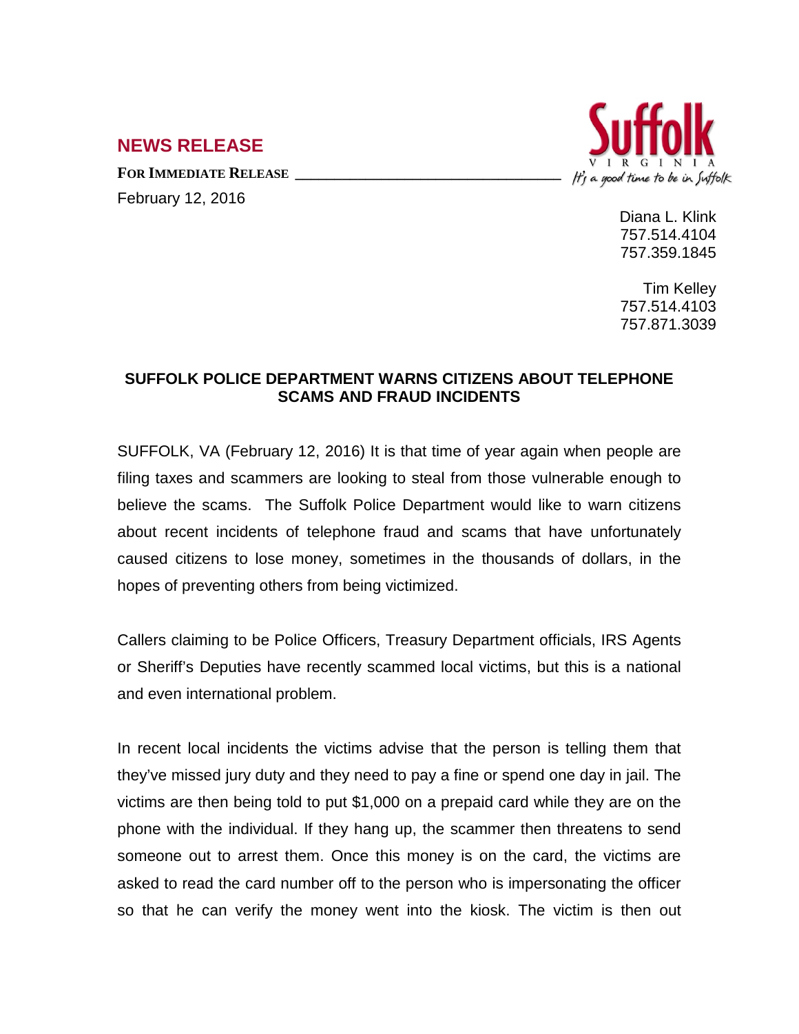## NEWS RELEASE

**FOR IMMEDIATE RELEASE**

February 12, 2016

Suffolk
VIRGINIA
It's a good time to be in Suffolk

Diana L. Klink
757.514.4104
757.359.1845

Tim Kelley
757.514.4103
757.871.3039

### SUFFOLK POLICE DEPARTMENT WARNS CITIZENS ABOUT TELEPHONE SCAMS AND FRAUD INCIDENTS

SUFFOLK, VA (February 12, 2016) It is that time of year again when people are filing taxes and scammers are looking to steal from those vulnerable enough to believe the scams. The Suffolk Police Department would like to warn citizens about recent incidents of telephone fraud and scams that have unfortunately caused citizens to lose money, sometimes in the thousands of dollars, in the hopes of preventing others from being victimized.

Callers claiming to be Police Officers, Treasury Department officials, IRS Agents or Sheriff's Deputies have recently scammed local victims, but this is a national and even international problem.

In recent local incidents the victims advise that the person is telling them that they've missed jury duty and they need to pay a fine or spend one day in jail. The victims are then being told to put $1,000 on a prepaid card while they are on the phone with the individual. If they hang up, the scammer then threatens to send someone out to arrest them. Once this money is on the card, the victims are asked to read the card number off to the person who is impersonating the officer so that he can verify the money went into the kiosk. The victim is then out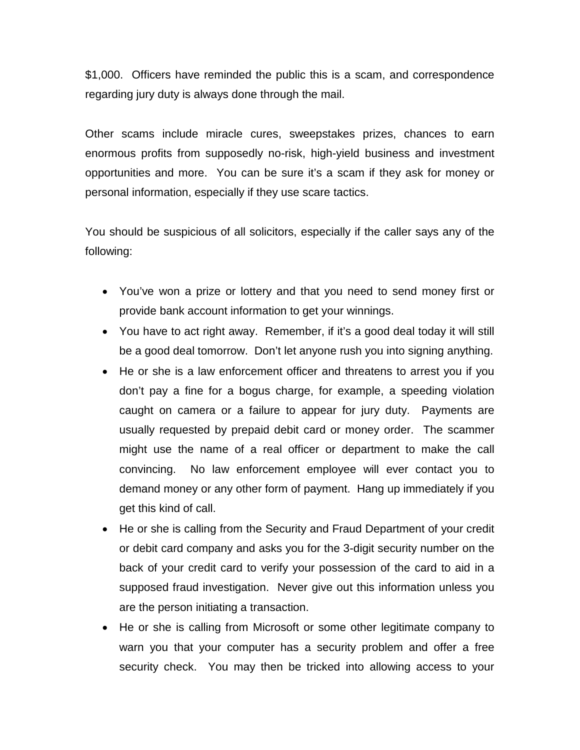$1,000. Officers have reminded the public this is a scam, and correspondence regarding jury duty is always done through the mail.

Other scams include miracle cures, sweepstakes prizes, chances to earn enormous profits from supposedly no-risk, high-yield business and investment opportunities and more. You can be sure it's a scam if they ask for money or personal information, especially if they use scare tactics.

You should be suspicious of all solicitors, especially if the caller says any of the following:

- You've won a prize or lottery and that you need to send money first or provide bank account information to get your winnings.
- You have to act right away. Remember, if it's a good deal today it will still be a good deal tomorrow. Don't let anyone rush you into signing anything.
- He or she is a law enforcement officer and threatens to arrest you if you don't pay a fine for a bogus charge, for example, a speeding violation caught on camera or a failure to appear for jury duty. Payments are usually requested by prepaid debit card or money order. The scammer might use the name of a real officer or department to make the call convincing. No law enforcement employee will ever contact you to demand money or any other form of payment. Hang up immediately if you get this kind of call.
- He or she is calling from the Security and Fraud Department of your credit or debit card company and asks you for the 3-digit security number on the back of your credit card to verify your possession of the card to aid in a supposed fraud investigation. Never give out this information unless you are the person initiating a transaction.
- He or she is calling from Microsoft or some other legitimate company to warn you that your computer has a security problem and offer a free security check. You may then be tricked into allowing access to your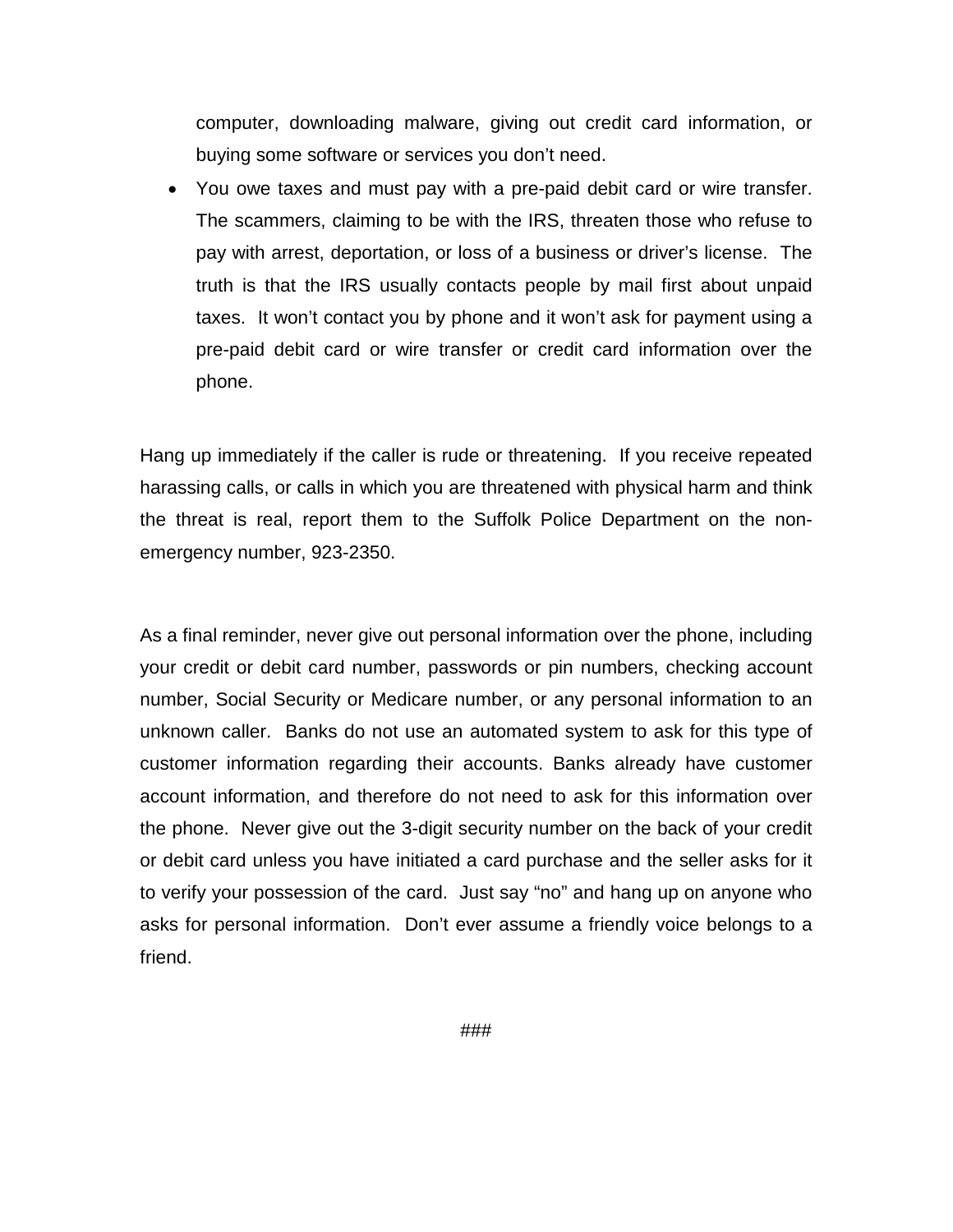computer, downloading malware, giving out credit card information, or buying some software or services you don't need.

- You owe taxes and must pay with a pre-paid debit card or wire transfer. The scammers, claiming to be with the IRS, threaten those who refuse to pay with arrest, deportation, or loss of a business or driver's license. The truth is that the IRS usually contacts people by mail first about unpaid taxes. It won't contact you by phone and it won't ask for payment using a pre-paid debit card or wire transfer or credit card information over the phone.

Hang up immediately if the caller is rude or threatening. If you receive repeated harassing calls, or calls in which you are threatened with physical harm and think the threat is real, report them to the Suffolk Police Department on the non-emergency number, 923-2350.

As a final reminder, never give out personal information over the phone, including your credit or debit card number, passwords or pin numbers, checking account number, Social Security or Medicare number, or any personal information to an unknown caller. Banks do not use an automated system to ask for this type of customer information regarding their accounts. Banks already have customer account information, and therefore do not need to ask for this information over the phone. Never give out the 3-digit security number on the back of your credit or debit card unless you have initiated a card purchase and the seller asks for it to verify your possession of the card. Just say "no" and hang up on anyone who asks for personal information. Don't ever assume a friendly voice belongs to a friend.

###